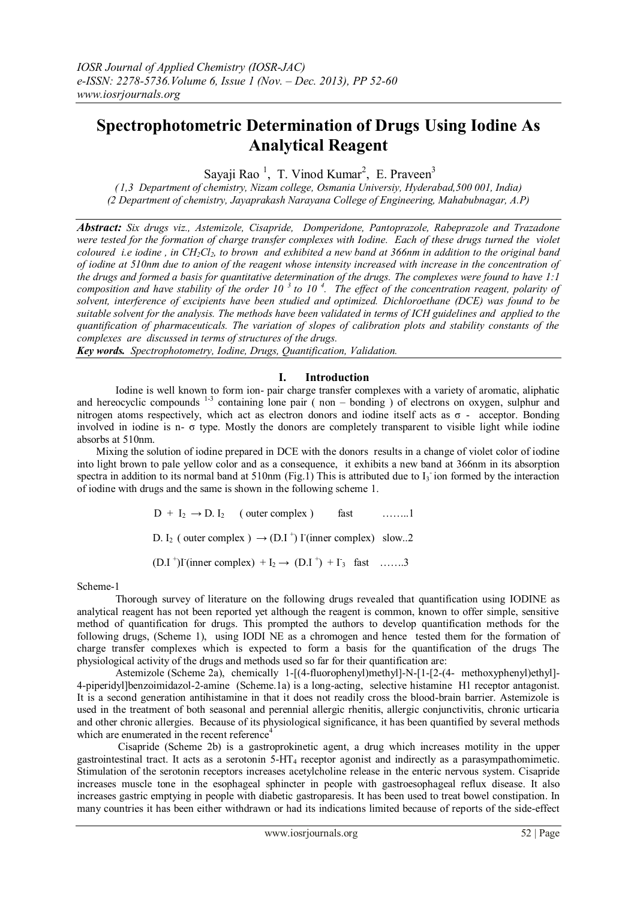# Spectrophotometric Determination of Drugs Using Iodine As Analytical Reagent

Sayaji Rao [1], T. Vinod Kumar[2], E. Praveen[3]

*(1,3 Department of chemistry, Nizam college, Osmania Universiy, Hyderabad,500 001, India)*
*(2 Department of chemistry, Jayaprakash Narayana College of Engineering, Mahabubnagar, A.P)*

***Abstract:*** *Six drugs viz., Astemizole, Cisapride, Domperidone, Pantoprazole, Rabeprazole and Trazadone were tested for the formation of charge transfer complexes with Iodine. Each of these drugs turned the violet coloured i.e iodine, in $CH_2Cl_2$, to brown and exhibited a new band at 366nm in addition to the original band of iodine at 510nm due to anion of the reagent whose intensity increased with increase in the concentration of the drugs and formed a basis for quantitative determination of the drugs. The complexes were found to have 1:1 composition and have stability of the order $10^3$ to $10^4$. The effect of the concentration reagent, polarity of solvent, interference of excipients have been studied and optimized. Dichloroethane (DCE) was found to be suitable solvent for the analysis. The methods have been validated in terms of ICH guidelines and applied to the quantification of pharmaceuticals. The variation of slopes of calibration plots and stability constants of the complexes are discussed in terms of structures of the drugs.*

***Key words.*** *Spectrophotometry, Iodine, Drugs, Quantification, Validation.*

## I. Introduction

Iodine is well known to form ion- pair charge transfer complexes with a variety of aromatic, aliphatic and hereocyclic compounds [1-3] containing lone pair ( non – bonding ) of electrons on oxygen, sulphur and nitrogen atoms respectively, which act as electron donors and iodine itself acts as σ - acceptor. Bonding involved in iodine is n- σ type. Mostly the donors are completely transparent to visible light while iodine absorbs at 510nm.

Mixing the solution of iodine prepared in DCE with the donors results in a change of violet color of iodine into light brown to pale yellow color and as a consequence, it exhibits a new band at 366nm in its absorption spectra in addition to its normal band at 510nm (Fig.1) This is attributed due to $I_3^-$ ion formed by the interaction of iodine with drugs and the same is shown in the following scheme 1.

$D + I_2 \rightarrow D.I_2$ ( outer complex ) fast ……..1

$D.I_2$ ( outer complex ) $\rightarrow (D.I^+) I^-$(inner complex) slow..2

$(D.I^+)I^-$(inner complex) $+ I_2 \rightarrow (D.I^+) + I_3^-$ fast …….3

Scheme-1

Thorough survey of literature on the following drugs revealed that quantification using IODINE as analytical reagent has not been reported yet although the reagent is common, known to offer simple, sensitive method of quantification for drugs. This prompted the authors to develop quantification methods for the following drugs, (Scheme 1), using IODI NE as a chromogen and hence tested them for the formation of charge transfer complexes which is expected to form a basis for the quantification of the drugs The physiological activity of the drugs and methods used so far for their quantification are:

Astemizole (Scheme 2a), chemically 1-[(4-fluorophenyl)methyl]-N-[1-[2-(4- methoxyphenyl)ethyl]-4-piperidyl]benzoimidazol-2-amine (Scheme.1a) is a long-acting, selective histamine H1 receptor antagonist. It is a second generation antihistamine in that it does not readily cross the blood-brain barrier. Astemizole is used in the treatment of both seasonal and perennial allergic rhenitis, allergic conjunctivitis, chronic urticaria and other chronic allergies. Because of its physiological significance, it has been quantified by several methods which are enumerated in the recent reference[4]

Cisapride (Scheme 2b) is a gastroprokinetic agent, a drug which increases motility in the upper gastrointestinal tract. It acts as a serotonin 5-$HT_4$ receptor agonist and indirectly as a parasympathomimetic. Stimulation of the serotonin receptors increases acetylcholine release in the enteric nervous system. Cisapride increases muscle tone in the esophageal sphincter in people with gastroesophageal reflux disease. It also increases gastric emptying in people with diabetic gastroparesis. It has been used to treat bowel constipation. In many countries it has been either withdrawn or had its indications limited because of reports of the side-effect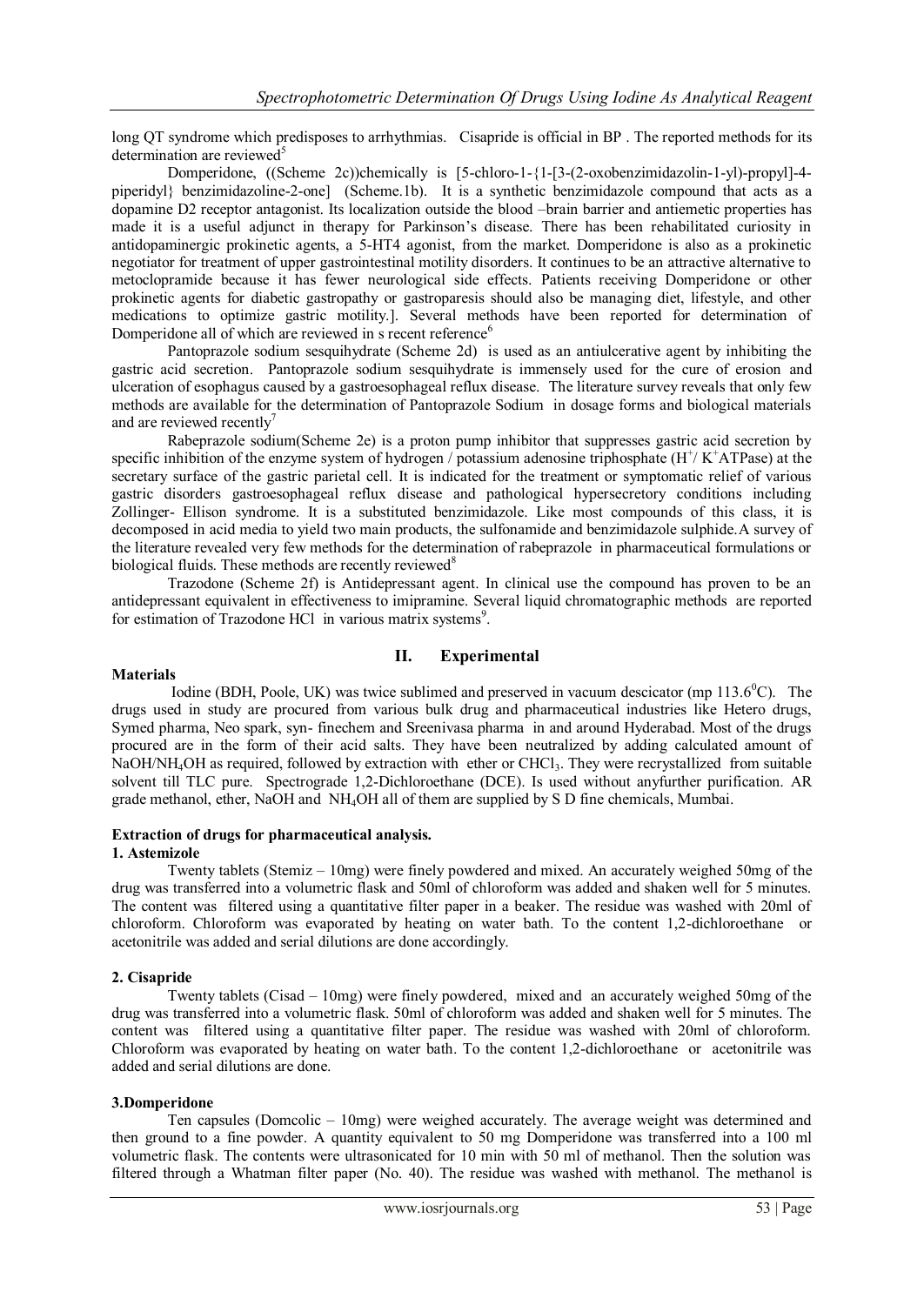long QT syndrome which predisposes to arrhythmias. Cisapride is official in BP . The reported methods for its determination are reviewed[5]

Domperidone, ((Scheme 2c))chemically is [5-chloro-1-{1-[3-(2-oxobenzimidazolin-1-yl)-propyl]-4-piperidyl} benzimidazoline-2-one] (Scheme.1b). It is a synthetic benzimidazole compound that acts as a dopamine D2 receptor antagonist. Its localization outside the blood –brain barrier and antiemetic properties has made it is a useful adjunct in therapy for Parkinson's disease. There has been rehabilitated curiosity in antidopaminergic prokinetic agents, a 5-HT4 agonist, from the market. Domperidone is also as a prokinetic negotiator for treatment of upper gastrointestinal motility disorders. It continues to be an attractive alternative to metoclopramide because it has fewer neurological side effects. Patients receiving Domperidone or other prokinetic agents for diabetic gastropathy or gastroparesis should also be managing diet, lifestyle, and other medications to optimize gastric motility.]. Several methods have been reported for determination of Domperidone all of which are reviewed in s recent reference[6]

Pantoprazole sodium sesquihydrate (Scheme 2d) is used as an antiulcerative agent by inhibiting the gastric acid secretion. Pantoprazole sodium sesquihydrate is immensely used for the cure of erosion and ulceration of esophagus caused by a gastroesophageal reflux disease. The literature survey reveals that only few methods are available for the determination of Pantoprazole Sodium in dosage forms and biological materials and are reviewed recently[7]

Rabeprazole sodium(Scheme 2e) is a proton pump inhibitor that suppresses gastric acid secretion by specific inhibition of the enzyme system of hydrogen / potassium adenosine triphosphate ($H^+$/ $K^+$ATPase) at the secretary surface of the gastric parietal cell. It is indicated for the treatment or symptomatic relief of various gastric disorders gastroesophageal reflux disease and pathological hypersecretory conditions including Zollinger- Ellison syndrome. It is a substituted benzimidazole. Like most compounds of this class, it is decomposed in acid media to yield two main products, the sulfonamide and benzimidazole sulphide.A survey of the literature revealed very few methods for the determination of rabeprazole in pharmaceutical formulations or biological fluids. These methods are recently reviewed[8]

Trazodone (Scheme 2f) is Antidepressant agent. In clinical use the compound has proven to be an antidepressant equivalent in effectiveness to imipramine. Several liquid chromatographic methods are reported for estimation of Trazodone HCl in various matrix systems[9].

## II. Experimental

**Materials**

Iodine (BDH, Poole, UK) was twice sublimed and preserved in vacuum descicator (mp 113.6$^0$C). The drugs used in study are procured from various bulk drug and pharmaceutical industries like Hetero drugs, Symed pharma, Neo spark, syn- finechem and Sreenivasa pharma in and around Hyderabad. Most of the drugs procured are in the form of their acid salts. They have been neutralized by adding calculated amount of NaOH/$NH_4OH$ as required, followed by extraction with ether or $CHCl_3$. They were recrystallized from suitable solvent till TLC pure. Spectrograde 1,2-Dichloroethane (DCE). Is used without anyfurther purification. AR grade methanol, ether, NaOH and $NH_4OH$ all of them are supplied by S D fine chemicals, Mumbai.

**Extraction of drugs for pharmaceutical analysis.**

**1. Astemizole**

Twenty tablets (Stemiz – 10mg) were finely powdered and mixed. An accurately weighed 50mg of the drug was transferred into a volumetric flask and 50ml of chloroform was added and shaken well for 5 minutes. The content was filtered using a quantitative filter paper in a beaker. The residue was washed with 20ml of chloroform. Chloroform was evaporated by heating on water bath. To the content 1,2-dichloroethane or acetonitrile was added and serial dilutions are done accordingly.

**2. Cisapride**

Twenty tablets (Cisad – 10mg) were finely powdered, mixed and an accurately weighed 50mg of the drug was transferred into a volumetric flask. 50ml of chloroform was added and shaken well for 5 minutes. The content was filtered using a quantitative filter paper. The residue was washed with 20ml of chloroform. Chloroform was evaporated by heating on water bath. To the content 1,2-dichloroethane or acetonitrile was added and serial dilutions are done.

**3.Domperidone**

Ten capsules (Domcolic – 10mg) were weighed accurately. The average weight was determined and then ground to a fine powder. A quantity equivalent to 50 mg Domperidone was transferred into a 100 ml volumetric flask. The contents were ultrasonicated for 10 min with 50 ml of methanol. Then the solution was filtered through a Whatman filter paper (No. 40). The residue was washed with methanol. The methanol is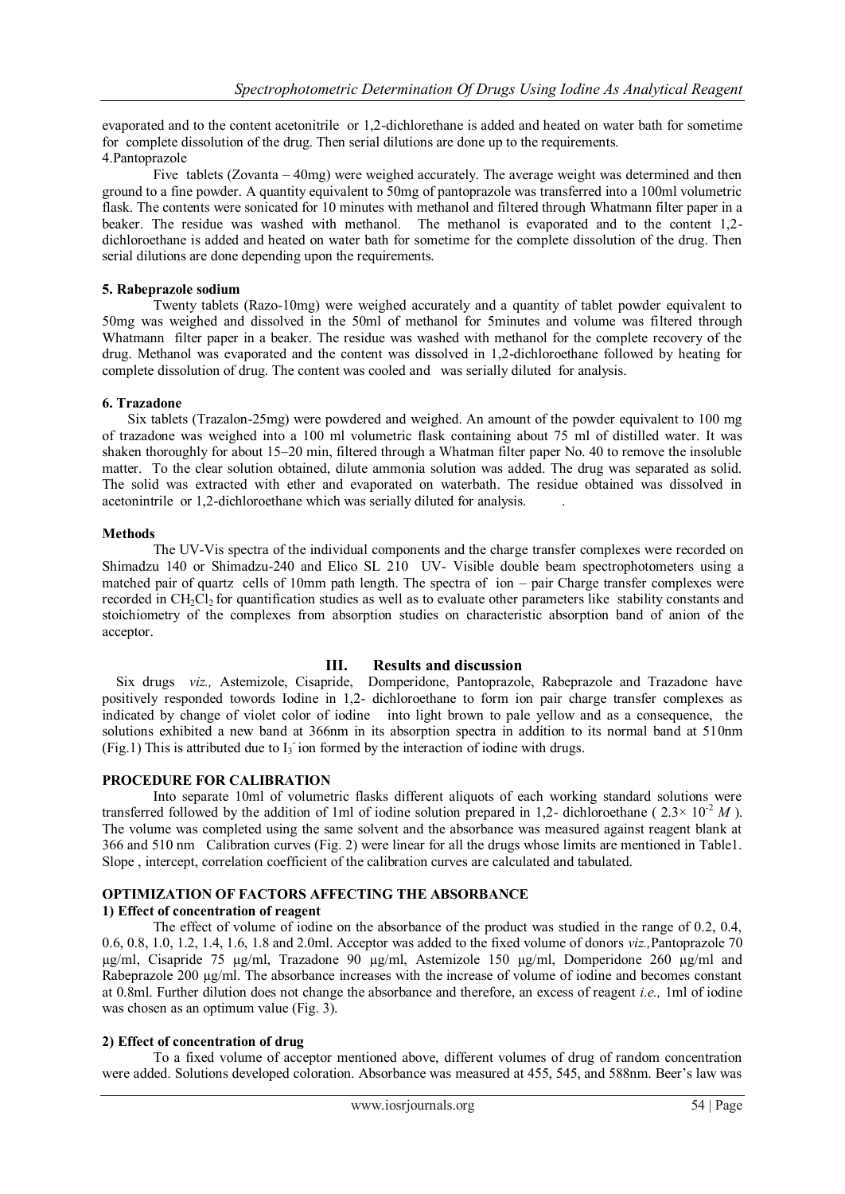evaporated and to the content acetonitrile or 1,2-dichlorethane is added and heated on water bath for sometime for complete dissolution of the drug. Then serial dilutions are done up to the requirements.

4.Pantoprazole

Five tablets (Zovanta – 40mg) were weighed accurately. The average weight was determined and then ground to a fine powder. A quantity equivalent to 50mg of pantoprazole was transferred into a 100ml volumetric flask. The contents were sonicated for 10 minutes with methanol and filtered through Whatmann filter paper in a beaker. The residue was washed with methanol. The methanol is evaporated and to the content 1,2-dichloroethane is added and heated on water bath for sometime for the complete dissolution of the drug. Then serial dilutions are done depending upon the requirements.

**5. Rabeprazole sodium**

Twenty tablets (Razo-10mg) were weighed accurately and a quantity of tablet powder equivalent to 50mg was weighed and dissolved in the 50ml of methanol for 5minutes and volume was filtered through Whatmann filter paper in a beaker. The residue was washed with methanol for the complete recovery of the drug. Methanol was evaporated and the content was dissolved in 1,2-dichloroethane followed by heating for complete dissolution of drug. The content was cooled and was serially diluted for analysis.

**6. Trazadone**

Six tablets (Trazalon-25mg) were powdered and weighed. An amount of the powder equivalent to 100 mg of trazadone was weighed into a 100 ml volumetric flask containing about 75 ml of distilled water. It was shaken thoroughly for about 15–20 min, filtered through a Whatman filter paper No. 40 to remove the insoluble matter. To the clear solution obtained, dilute ammonia solution was added. The drug was separated as solid. The solid was extracted with ether and evaporated on waterbath. The residue obtained was dissolved in acetonintrile or 1,2-dichloroethane which was serially diluted for analysis.

**Methods**

The UV-Vis spectra of the individual components and the charge transfer complexes were recorded on Shimadzu 140 or Shimadzu-240 and Elico SL 210 UV- Visible double beam spectrophotometers using a matched pair of quartz cells of 10mm path length. The spectra of ion – pair Charge transfer complexes were recorded in $CH_2Cl_2$ for quantification studies as well as to evaluate other parameters like stability constants and stoichiometry of the complexes from absorption studies on characteristic absorption band of anion of the acceptor.

## III. Results and discussion

Six drugs *viz.,* Astemizole, Cisapride, Domperidone, Pantoprazole, Rabeprazole and Trazadone have positively responded towords Iodine in 1,2- dichloroethane to form ion pair charge transfer complexes as indicated by change of violet color of iodine into light brown to pale yellow and as a consequence, the solutions exhibited a new band at 366nm in its absorption spectra in addition to its normal band at 510nm (Fig.1) This is attributed due to $I_3^-$ ion formed by the interaction of iodine with drugs.

**PROCEDURE FOR CALIBRATION**

Into separate 10ml of volumetric flasks different aliquots of each working standard solutions were transferred followed by the addition of 1ml of iodine solution prepared in 1,2- dichloroethane ( $2.3\times 10^{-2}$ *M* ). The volume was completed using the same solvent and the absorbance was measured against reagent blank at 366 and 510 nm Calibration curves (Fig. 2) were linear for all the drugs whose limits are mentioned in Table1. Slope , intercept, correlation coefficient of the calibration curves are calculated and tabulated.

**OPTIMIZATION OF FACTORS AFFECTING THE ABSORBANCE**

**1) Effect of concentration of reagent**

The effect of volume of iodine on the absorbance of the product was studied in the range of 0.2, 0.4, 0.6, 0.8, 1.0, 1.2, 1.4, 1.6, 1.8 and 2.0ml. Acceptor was added to the fixed volume of donors *viz.,*Pantoprazole 70 µg/ml, Cisapride 75 µg/ml, Trazadone 90 µg/ml, Astemizole 150 µg/ml, Domperidone 260 µg/ml and Rabeprazole 200 µg/ml. The absorbance increases with the increase of volume of iodine and becomes constant at 0.8ml. Further dilution does not change the absorbance and therefore, an excess of reagent *i.e.,* 1ml of iodine was chosen as an optimum value (Fig. 3).

**2) Effect of concentration of drug**

To a fixed volume of acceptor mentioned above, different volumes of drug of random concentration were added. Solutions developed coloration. Absorbance was measured at 455, 545, and 588nm. Beer's law was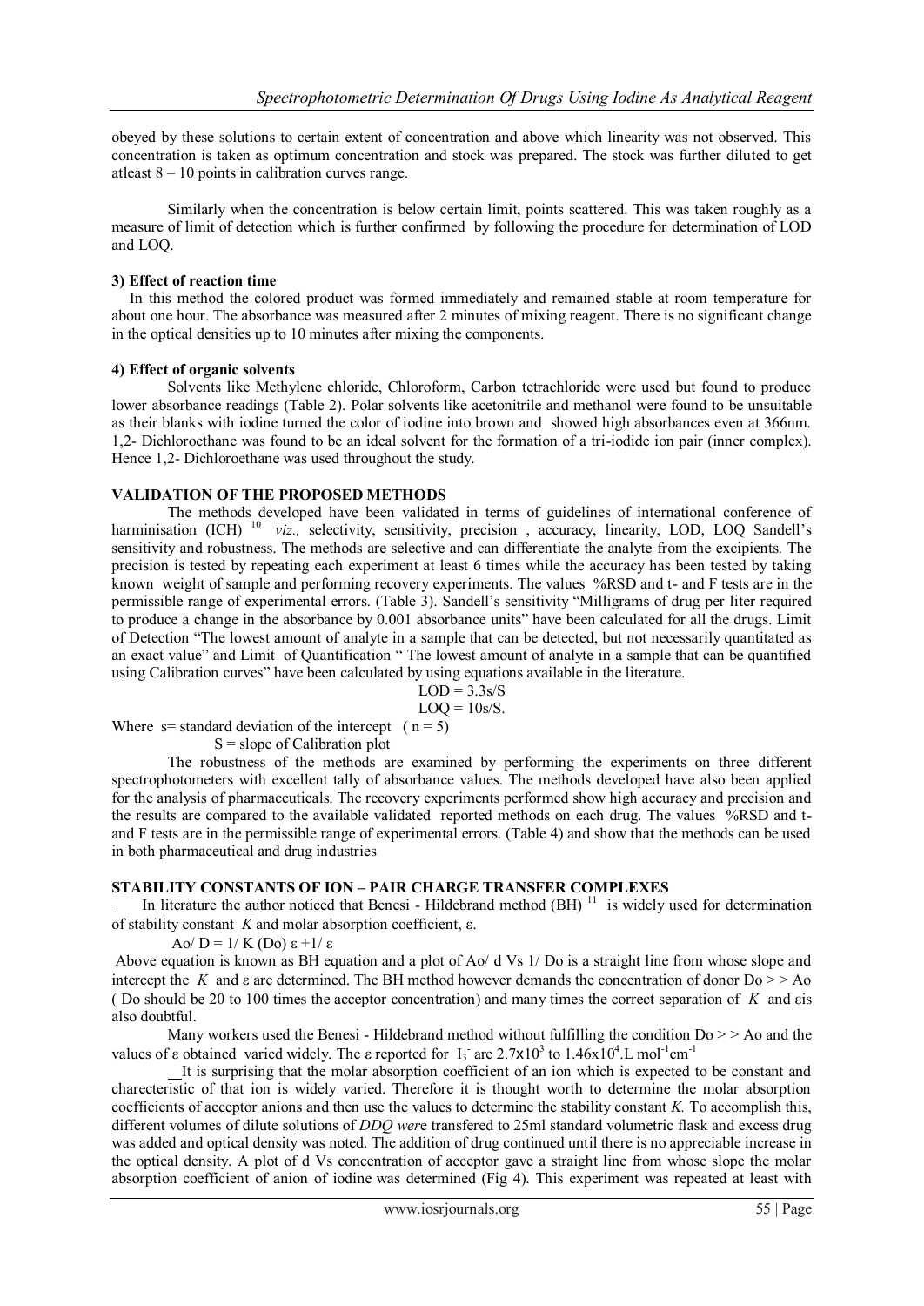obeyed by these solutions to certain extent of concentration and above which linearity was not observed. This concentration is taken as optimum concentration and stock was prepared. The stock was further diluted to get atleast 8 – 10 points in calibration curves range.

Similarly when the concentration is below certain limit, points scattered. This was taken roughly as a measure of limit of detection which is further confirmed by following the procedure for determination of LOD and LOQ.

### 3) Effect of reaction time

In this method the colored product was formed immediately and remained stable at room temperature for about one hour. The absorbance was measured after 2 minutes of mixing reagent. There is no significant change in the optical densities up to 10 minutes after mixing the components.

### 4) Effect of organic solvents

Solvents like Methylene chloride, Chloroform, Carbon tetrachloride were used but found to produce lower absorbance readings (Table 2). Polar solvents like acetonitrile and methanol were found to be unsuitable as their blanks with iodine turned the color of iodine into brown and showed high absorbances even at 366nm. 1,2- Dichloroethane was found to be an ideal solvent for the formation of a tri-iodide ion pair (inner complex). Hence 1,2- Dichloroethane was used throughout the study.

## VALIDATION OF THE PROPOSED METHODS

The methods developed have been validated in terms of guidelines of international conference of harminisation (ICH) [10] *viz.,* selectivity, sensitivity, precision , accuracy, linearity, LOD, LOQ Sandell's sensitivity and robustness. The methods are selective and can differentiate the analyte from the excipients. The precision is tested by repeating each experiment at least 6 times while the accuracy has been tested by taking known weight of sample and performing recovery experiments. The values %RSD and t- and F tests are in the permissible range of experimental errors. (Table 3). Sandell's sensitivity "Milligrams of drug per liter required to produce a change in the absorbance by 0.001 absorbance units" have been calculated for all the drugs. Limit of Detection "The lowest amount of analyte in a sample that can be detected, but not necessarily quantitated as an exact value" and Limit of Quantification " The lowest amount of analyte in a sample that can be quantified using Calibration curves" have been calculated by using equations available in the literature.

$$LOD = 3.3s/S$$

$$LOQ = 10s/S.$$

Where s= standard deviation of the intercept ( n = 5)

S = slope of Calibration plot

The robustness of the methods are examined by performing the experiments on three different spectrophotometers with excellent tally of absorbance values. The methods developed have also been applied for the analysis of pharmaceuticals. The recovery experiments performed show high accuracy and precision and the results are compared to the available validated reported methods on each drug. The values %RSD and t- and F tests are in the permissible range of experimental errors. (Table 4) and show that the methods can be used in both pharmaceutical and drug industries

## STABILITY CONSTANTS OF ION – PAIR CHARGE TRANSFER COMPLEXES

In literature the author noticed that Benesi - Hildebrand method (BH) [11] is widely used for determination of stability constant *K* and molar absorption coefficient, ε.

$$Ao/ D = 1/ K (Do) \varepsilon + 1/ \varepsilon$$

Above equation is known as BH equation and a plot of Ao/ d Vs 1/ Do is a straight line from whose slope and intercept the *K* and ε are determined. The BH method however demands the concentration of donor Do > > Ao ( Do should be 20 to 100 times the acceptor concentration) and many times the correct separation of *K* and εis also doubtful.

Many workers used the Benesi - Hildebrand method without fulfilling the condition Do > > Ao and the values of ε obtained varied widely. The ε reported for $I_3^-$ are $2.7 \times 10^3$ to $1.46 \times 10^4$.L mol$^{-1}$cm$^{-1}$

It is surprising that the molar absorption coefficient of an ion which is expected to be constant and charecteristic of that ion is widely varied. Therefore it is thought worth to determine the molar absorption coefficients of acceptor anions and then use the values to determine the stability constant *K.* To accomplish this, different volumes of dilute solutions of *DDQ wer*e transfered to 25ml standard volumetric flask and excess drug was added and optical density was noted. The addition of drug continued until there is no appreciable increase in the optical density. A plot of d Vs concentration of acceptor gave a straight line from whose slope the molar absorption coefficient of anion of iodine was determined (Fig 4). This experiment was repeated at least with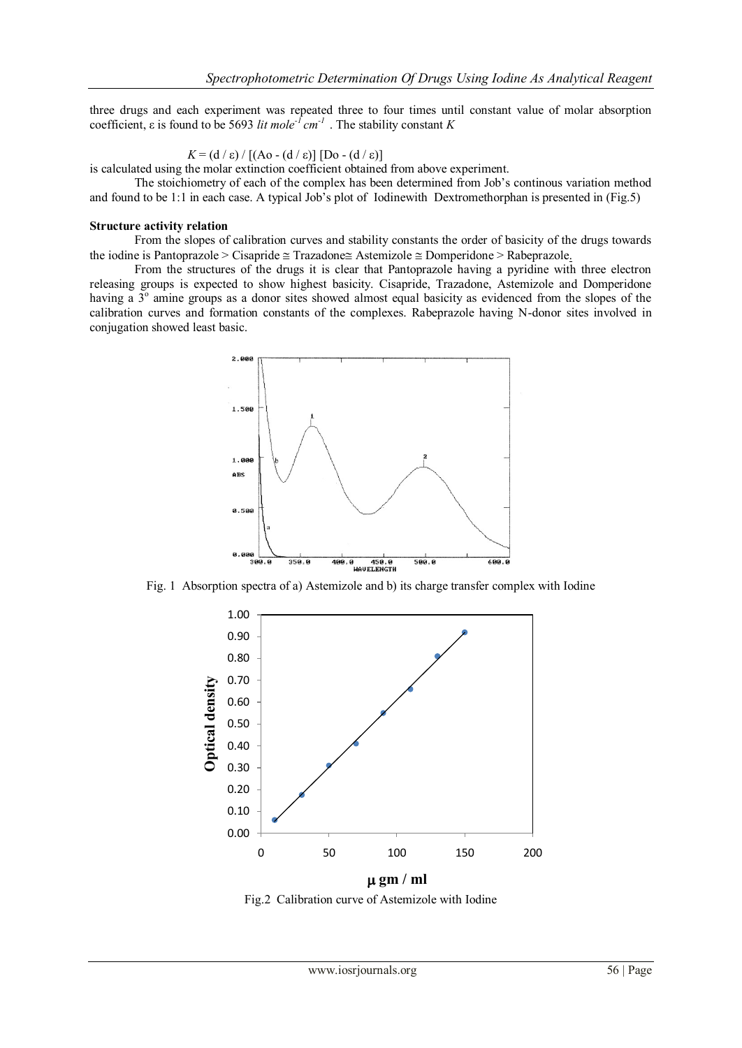three drugs and each experiment was repeated three to four times until constant value of molar absorption coefficient, ε is found to be 5693 *lit mole$^{-1}$ cm$^{-1}$* . The stability constant *K*

$$K = (d / \varepsilon) / [(Ao - (d / \varepsilon)] [Do - (d / \varepsilon)]$$

is calculated using the molar extinction coefficient obtained from above experiment.

The stoichiometry of each of the complex has been determined from Job's continous variation method and found to be 1:1 in each case. A typical Job's plot of Iodinewith Dextromethorphan is presented in (Fig.5)

**Structure activity relation**

From the slopes of calibration curves and stability constants the order of basicity of the drugs towards the iodine is Pantoprazole > Cisapride ≅ Trazadone≅ Astemizole ≅ Domperidone > Rabeprazole.

From the structures of the drugs it is clear that Pantoprazole having a pyridine with three electron releasing groups is expected to show highest basicity. Cisapride, Trazadone, Astemizole and Domperidone having a 3$^{o}$ amine groups as a donor sites showed almost equal basicity as evidenced from the slopes of the calibration curves and formation constants of the complexes. Rabeprazole having N-donor sites involved in conjugation showed least basic.

Fig. 1 Absorption spectra of a) Astemizole and b) its charge transfer complex with Iodine

Fig.2 Calibration curve of Astemizole with Iodine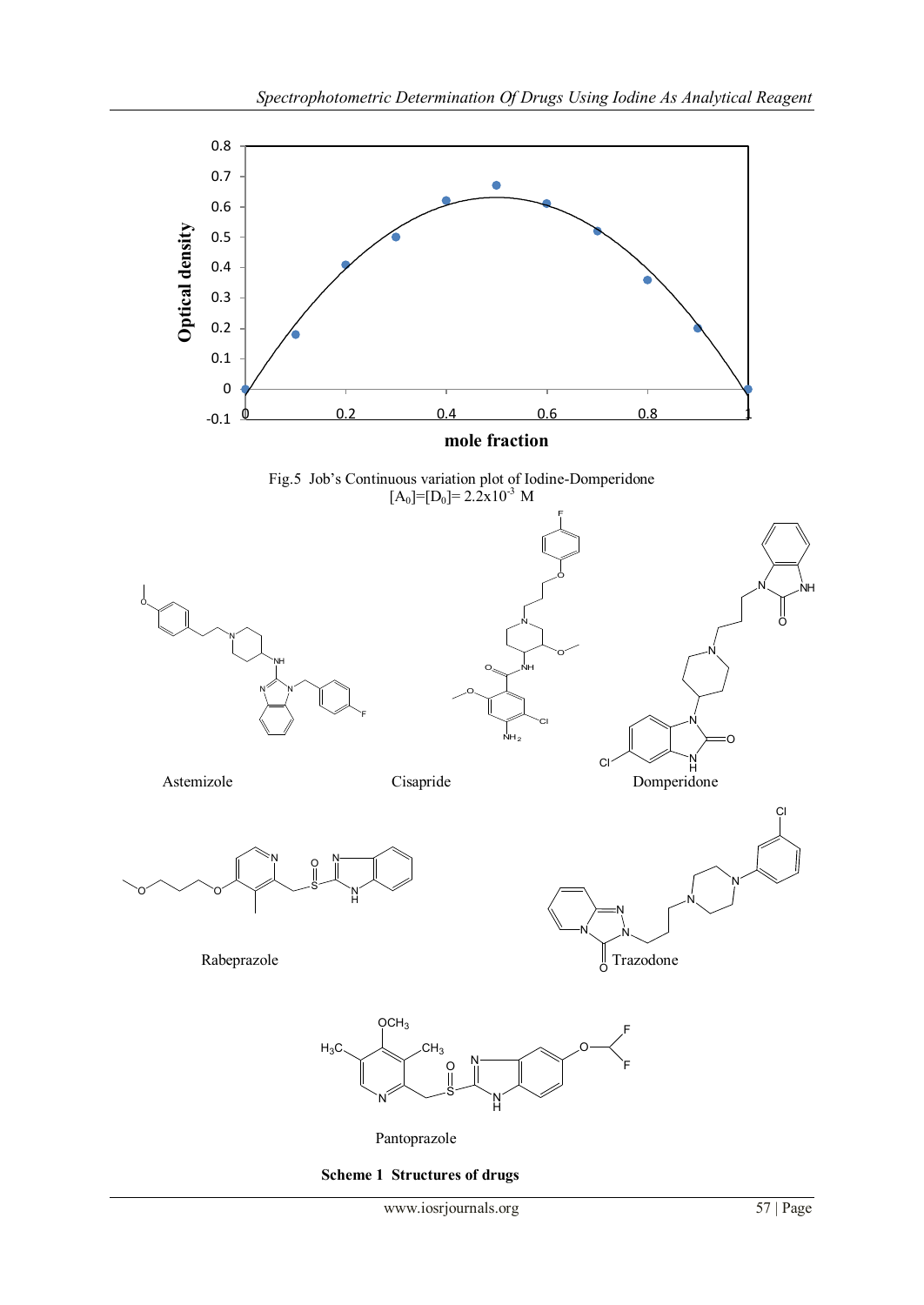Fig.5 Job's Continuous variation plot of Iodine-Domperidone
$[A_0]=[D_0]= 2.2x10^{-3}$ M

Astemizole

Cisapride

Domperidone

Rabeprazole

Trazodone

Pantoprazole

**Scheme 1 Structures of drugs**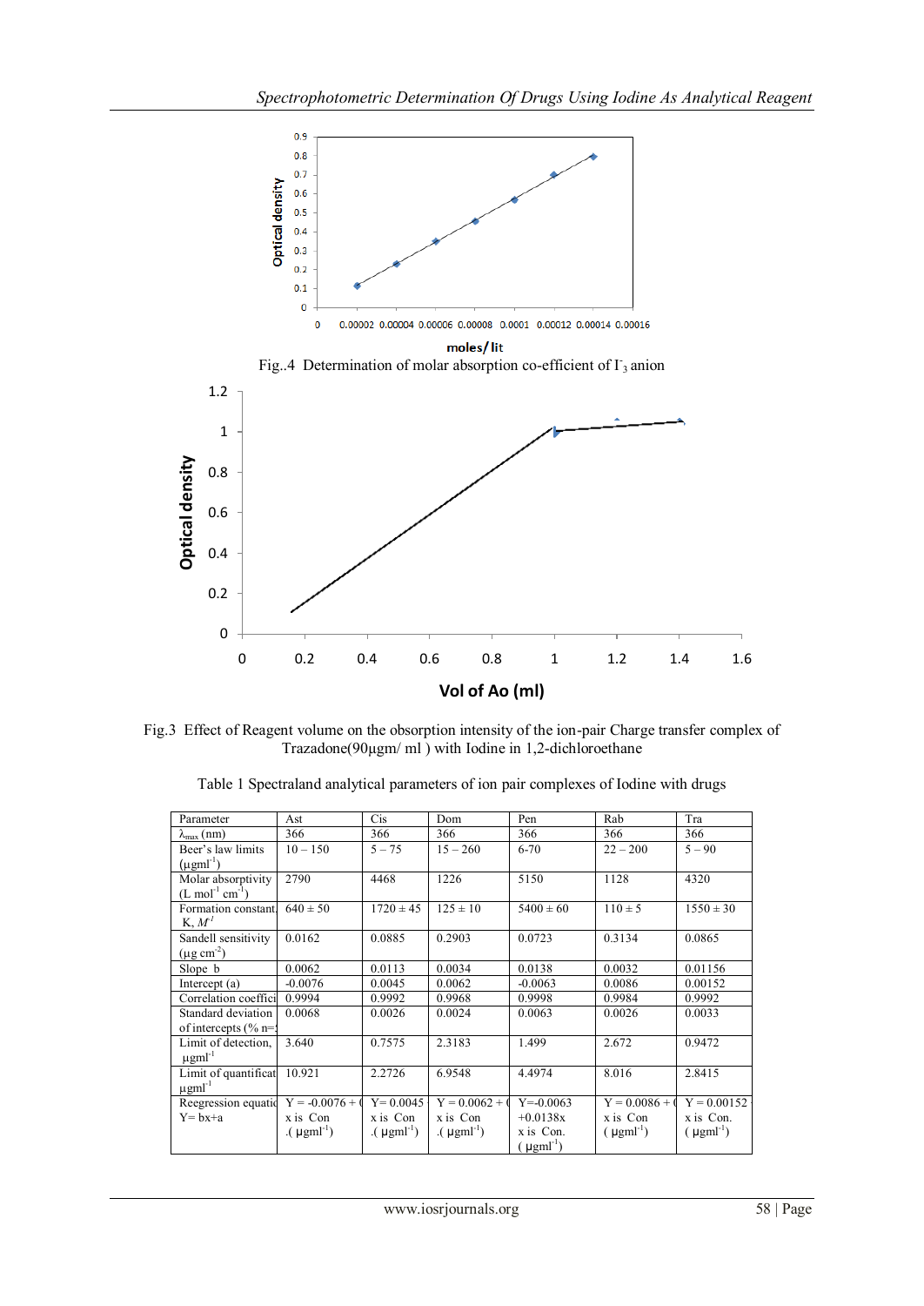Fig..4 Determination of molar absorption co-efficient of $I_3^-$ anion

Fig.3 Effect of Reagent volume on the obsorption intensity of the ion-pair Charge transfer complex of Trazadone(90µgm/ ml ) with Iodine in 1,2-dichloroethane

Table 1 Spectraland analytical parameters of ion pair complexes of Iodine with drugs

| Parameter | Ast | Cis | Dom | Pen | Rab | Tra |
|---|---|---|---|---|---|---|
| $\lambda_{max}$ (nm) | 366 | 366 | 366 | 366 | 366 | 366 |
| Beer's law limits (µgml$^{-1}$) | 10 – 150 | 5 – 75 | 15 – 260 | 6-70 | 22 – 200 | 5 – 90 |
| Molar absorptivity (L mol$^{-1}$ cm$^{-1}$) | 2790 | 4468 | 1226 | 5150 | 1128 | 4320 |
| Formation constant, K, $M^{-1}$ | 640 ± 50 | 1720 ± 45 | 125 ± 10 | 5400 ± 60 | 110 ± 5 | 1550 ± 30 |
| Sandell sensitivity (µg cm$^{-2}$) | 0.0162 | 0.0885 | 0.2903 | 0.0723 | 0.3134 | 0.0865 |
| Slope b | 0.0062 | 0.0113 | 0.0034 | 0.0138 | 0.0032 | 0.01156 |
| Intercept (a) | -0.0076 | 0.0045 | 0.0062 | -0.0063 | 0.0086 | 0.00152 |
| Correlation coeffici | 0.9994 | 0.9992 | 0.9968 | 0.9998 | 0.9984 | 0.9992 |
| Standard deviation of intercepts (% n= | 0.0068 | 0.0026 | 0.0024 | 0.0063 | 0.0026 | 0.0033 |
| Limit of detection, µgml$^{-1}$ | 3.640 | 0.7575 | 2.3183 | 1.499 | 2.672 | 0.9472 |
| Limit of quantificat µgml$^{-1}$ | 10.921 | 2.2726 | 6.9548 | 4.4974 | 8.016 | 2.8415 |
| Reegression equatic Y= bx+a | Y = -0.0076 + ( x is Con .( µgml$^{-1}$) | Y= 0.0045 x is Con .( µgml$^{-1}$) | Y = 0.0062 + ( x is Con .( µgml$^{-1}$) | Y=-0.0063 +0.0138x x is Con. ( µgml$^{-1}$) | Y = 0.0086 + ( x is Con ( µgml$^{-1}$) | Y = 0.00152 x is Con. ( µgml$^{-1}$) |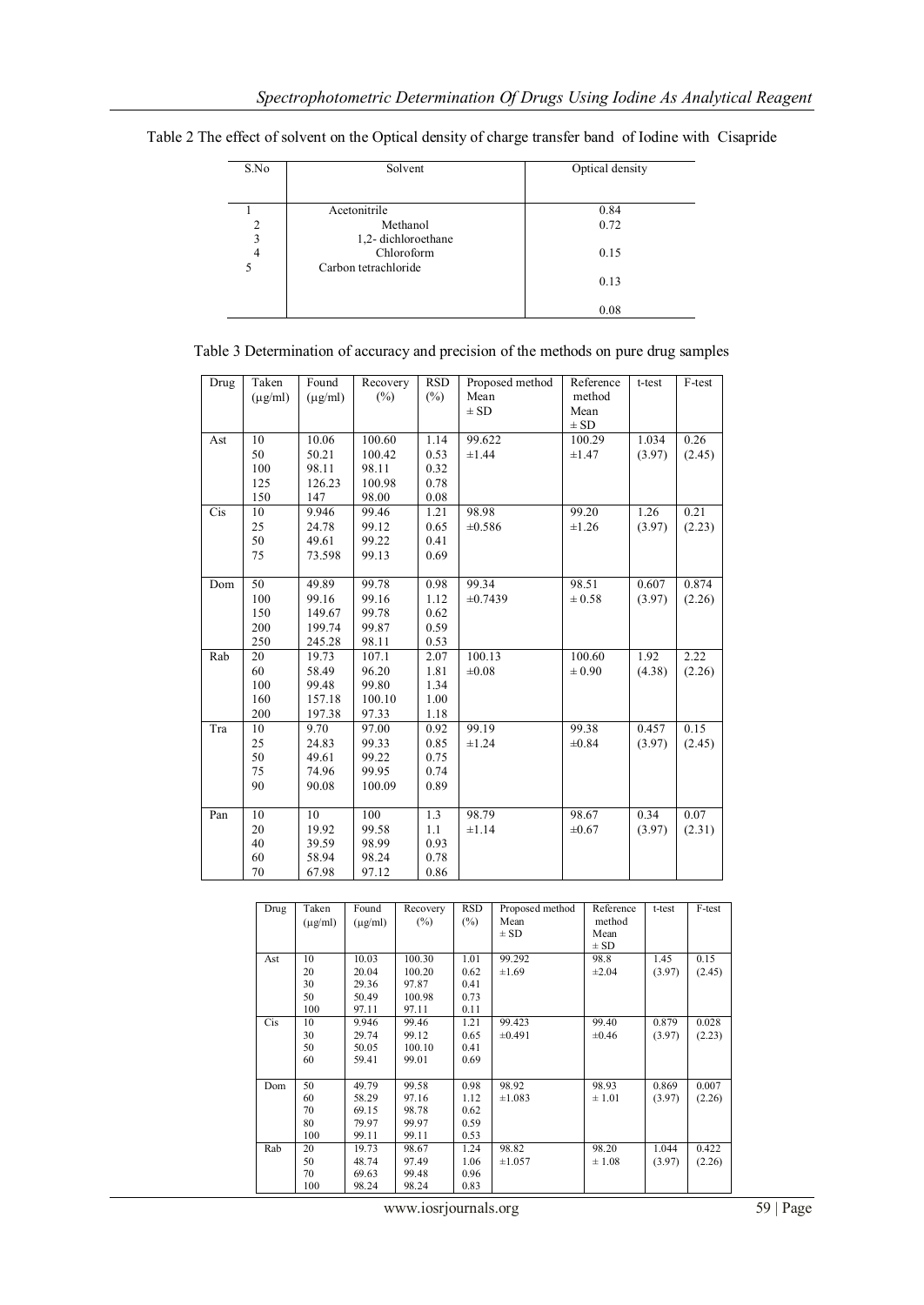Table 2 The effect of solvent on the Optical density of charge transfer band of Iodine with Cisapride

| S.No | Solvent | Optical density |
|---|---|---|
| 1 | Acetonitrile | 0.84 |
| 2 | Methanol | 0.72 |
| 3 | 1,2- dichloroethane | |
| 4 | Chloroform | 0.15 |
| 5 | Carbon tetrachloride | 0.13 |
| | | 0.08 |

Table 3 Determination of accuracy and precision of the methods on pure drug samples

| Drug | Taken (μg/ml) | Found (μg/ml) | Recovery (%) | RSD (%) | Proposed method Mean ± SD | Reference method Mean ± SD | t-test | F-test |
|---|---|---|---|---|---|---|---|---|
| Ast | 10 | 10.06 | 100.60 | 1.14 | 99.622 | 100.29 | 1.034 | 0.26 |
| | 50 | 50.21 | 100.42 | 0.53 | ±1.44 | ±1.47 | (3.97) | (2.45) |
| | 100 | 98.11 | 98.11 | 0.32 | | | | |
| | 125 | 126.23 | 100.98 | 0.78 | | | | |
| | 150 | 147 | 98.00 | 0.08 | | | | |
| Cis | 10 | 9.946 | 99.46 | 1.21 | 98.98 | 99.20 | 1.26 | 0.21 |
| | 25 | 24.78 | 99.12 | 0.65 | ±0.586 | ±1.26 | (3.97) | (2.23) |
| | 50 | 49.61 | 99.22 | 0.41 | | | | |
| | 75 | 73.598 | 99.13 | 0.69 | | | | |
| Dom | 50 | 49.89 | 99.78 | 0.98 | 99.34 | 98.51 | 0.607 | 0.874 |
| | 100 | 99.16 | 99.16 | 1.12 | ±0.7439 | ± 0.58 | (3.97) | (2.26) |
| | 150 | 149.67 | 99.78 | 0.62 | | | | |
| | 200 | 199.74 | 99.87 | 0.59 | | | | |
| | 250 | 245.28 | 98.11 | 0.53 | | | | |
| Rab | 20 | 19.73 | 107.1 | 2.07 | 100.13 | 100.60 | 1.92 | 2.22 |
| | 60 | 58.49 | 96.20 | 1.81 | ±0.08 | ± 0.90 | (4.38) | (2.26) |
| | 100 | 99.48 | 99.80 | 1.34 | | | | |
| | 160 | 157.18 | 100.10 | 1.00 | | | | |
| | 200 | 197.38 | 97.33 | 1.18 | | | | |
| Tra | 10 | 9.70 | 97.00 | 0.92 | 99.19 | 99.38 | 0.457 | 0.15 |
| | 25 | 24.83 | 99.33 | 0.85 | ±1.24 | ±0.84 | (3.97) | (2.45) |
| | 50 | 49.61 | 99.22 | 0.75 | | | | |
| | 75 | 74.96 | 99.95 | 0.74 | | | | |
| | 90 | 90.08 | 100.09 | 0.89 | | | | |
| Pan | 10 | 10 | 100 | 1.3 | 98.79 | 98.67 | 0.34 | 0.07 |
| | 20 | 19.92 | 99.58 | 1.1 | ±1.14 | ±0.67 | (3.97) | (2.31) |
| | 40 | 39.59 | 98.99 | 0.93 | | | | |
| | 60 | 58.94 | 98.24 | 0.78 | | | | |
| | 70 | 67.98 | 97.12 | 0.86 | | | | |

| Drug | Taken (μg/ml) | Found (μg/ml) | Recovery (%) | RSD (%) | Proposed method Mean ± SD | Reference method Mean ± SD | t-test | F-test |
|---|---|---|---|---|---|---|---|---|
| Ast | 10 | 10.03 | 100.30 | 1.01 | 99.292 | 98.8 | 1.45 | 0.15 |
| | 20 | 20.04 | 100.20 | 0.62 | ±1.69 | ±2.04 | (3.97) | (2.45) |
| | 30 | 29.36 | 97.87 | 0.41 | | | | |
| | 50 | 50.49 | 100.98 | 0.73 | | | | |
| | 100 | 97.11 | 97.11 | 0.11 | | | | |
| Cis | 10 | 9.946 | 99.46 | 1.21 | 99.423 | 99.40 | 0.879 | 0.028 |
| | 30 | 29.74 | 99.12 | 0.65 | ±0.491 | ±0.46 | (3.97) | (2.23) |
| | 50 | 50.05 | 100.10 | 0.41 | | | | |
| | 60 | 59.41 | 99.01 | 0.69 | | | | |
| Dom | 50 | 49.79 | 99.58 | 0.98 | 98.92 | 98.93 | 0.869 | 0.007 |
| | 60 | 58.29 | 97.16 | 1.12 | ±1.083 | ± 1.01 | (3.97) | (2.26) |
| | 70 | 69.15 | 98.78 | 0.62 | | | | |
| | 80 | 79.97 | 99.97 | 0.59 | | | | |
| | 100 | 99.11 | 99.11 | 0.53 | | | | |
| Rab | 20 | 19.73 | 98.67 | 1.24 | 98.82 | 98.20 | 1.044 | 0.422 |
| | 50 | 48.74 | 97.49 | 1.06 | ±1.057 | ± 1.08 | (3.97) | (2.26) |
| | 70 | 69.63 | 99.48 | 0.96 | | | | |
| | 100 | 98.24 | 98.24 | 0.83 | | | | |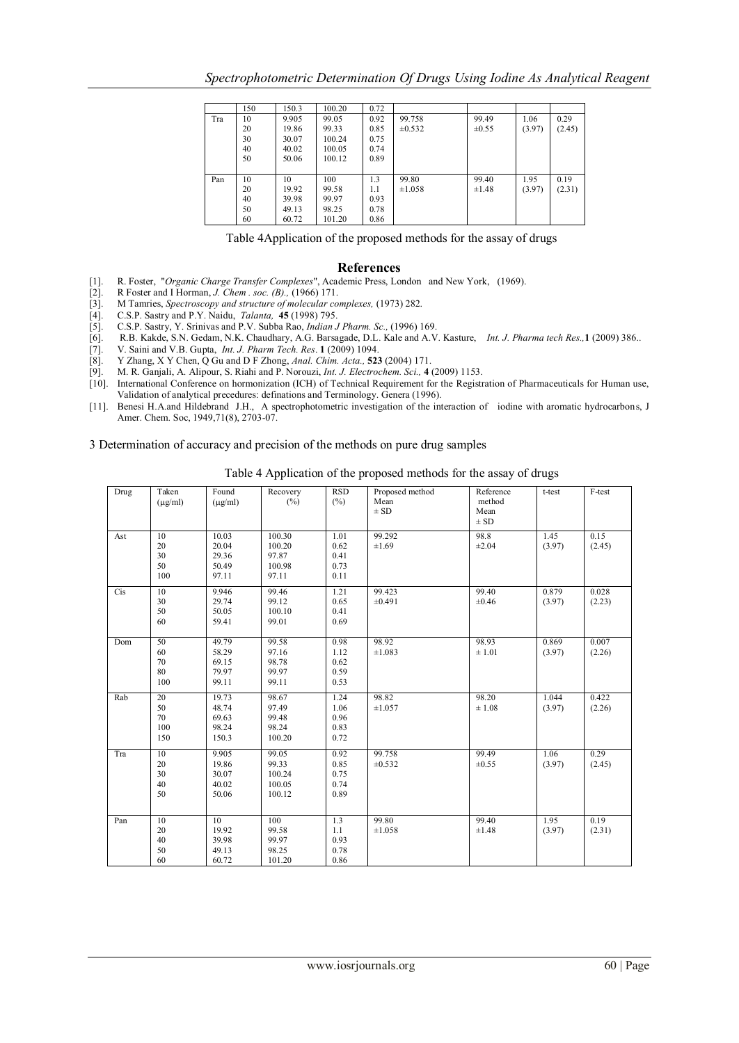| | | | | | | | | |
|---|---|---|---|---|---|---|---|---|
| | 150 | 150.3 | 100.20 | 0.72 | | | | |
| Tra | 10<br>20<br>30<br>40<br>50 | 9.905<br>19.86<br>30.07<br>40.02<br>50.06 | 99.05<br>99.33<br>100.24<br>100.05<br>100.12 | 0.92<br>0.85<br>0.75<br>0.74<br>0.89 | 99.758<br>±0.532 | 99.49<br>±0.55 | 1.06<br>(3.97) | 0.29<br>(2.45) |
| Pan | 10<br>20<br>40<br>50<br>60 | 10<br>19.92<br>39.98<br>49.13<br>60.72 | 100<br>99.58<br>99.97<br>98.25<br>101.20 | 1.3<br>1.1<br>0.93<br>0.78<br>0.86 | 99.80<br>±1.058 | 99.40<br>±1.48 | 1.95<br>(3.97) | 0.19<br>(2.31) |

Table 4Application of the proposed methods for the assay of drugs

## References

[1]. R. Foster, "*Organic Charge Transfer Complexes*", Academic Press, London and New York, (1969).
[2]. R Foster and I Horman, *J. Chem . soc. (B).,* (1966) 171.
[3]. M Tamries, *Spectroscopy and structure of molecular complexes,* (1973) 282.
[4]. C.S.P. Sastry and P.Y. Naidu, *Talanta,* **45** (1998) 795.
[5]. C.S.P. Sastry, Y. Srinivas and P.V. Subba Rao, *Indian J Pharm. Sc.,* (1996) 169.
[6]. R.B. Kakde, S.N. Gedam, N.K. Chaudhary, A.G. Barsagade, D.L. Kale and A.V. Kasture, *Int. J. Pharma tech Res.,* **1** (2009) 386..
[7]. V. Saini and V.B. Gupta, *Int. J. Pharm Tech. Res*. **1** (2009) 1094.
[8]. Y Zhang, X Y Chen, Q Gu and D F Zhong, *Anal. Chim. Acta.,* **523** (2004) 171.
[9]. M. R. Ganjali, A. Alipour, S. Riahi and P. Norouzi, *Int. J. Electrochem. Sci.,* **4** (2009) 1153.
[10]. International Conference on hormonization (ICH) of Technical Requirement for the Registration of Pharmaceuticals for Human use, Validation of analytical precedures: definations and Terminology. Genera (1996).
[11]. Benesi H.A.and Hildebrand J.H., A spectrophotometric investigation of the interaction of iodine with aromatic hydrocarbons, J Amer. Chem. Soc, 1949,71(8), 2703-07.

3 Determination of accuracy and precision of the methods on pure drug samples

Table 4 Application of the proposed methods for the assay of drugs

| Drug | Taken (μg/ml) | Found (μg/ml) | Recovery (%) | RSD (%) | Proposed method Mean ± SD | Reference method Mean ± SD | t-test | F-test |
|---|---|---|---|---|---|---|---|---|
| Ast | 10<br>20<br>30<br>50<br>100 | 10.03<br>20.04<br>29.36<br>50.49<br>97.11 | 100.30<br>100.20<br>97.87<br>100.98<br>97.11 | 1.01<br>0.62<br>0.41<br>0.73<br>0.11 | 99.292<br>±1.69 | 98.8<br>±2.04 | 1.45<br>(3.97) | 0.15<br>(2.45) |
| Cis | 10<br>30<br>50<br>60 | 9.946<br>29.74<br>50.05<br>59.41 | 99.46<br>99.12<br>100.10<br>99.01 | 1.21<br>0.65<br>0.41<br>0.69 | 99.423<br>±0.491 | 99.40<br>±0.46 | 0.879<br>(3.97) | 0.028<br>(2.23) |
| Dom | 50<br>60<br>70<br>80<br>100 | 49.79<br>58.29<br>69.15<br>79.97<br>99.11 | 99.58<br>97.16<br>98.78<br>99.97<br>99.11 | 0.98<br>1.12<br>0.62<br>0.59<br>0.53 | 98.92<br>±1.083 | 98.93<br>± 1.01 | 0.869<br>(3.97) | 0.007<br>(2.26) |
| Rab | 20<br>50<br>70<br>100<br>150 | 19.73<br>48.74<br>69.63<br>98.24<br>150.3 | 98.67<br>97.49<br>99.48<br>98.24<br>100.20 | 1.24<br>1.06<br>0.96<br>0.83<br>0.72 | 98.82<br>±1.057 | 98.20<br>± 1.08 | 1.044<br>(3.97) | 0.422<br>(2.26) |
| Tra | 10<br>20<br>30<br>40<br>50 | 9.905<br>19.86<br>30.07<br>40.02<br>50.06 | 99.05<br>99.33<br>100.24<br>100.05<br>100.12 | 0.92<br>0.85<br>0.75<br>0.74<br>0.89 | 99.758<br>±0.532 | 99.49<br>±0.55 | 1.06<br>(3.97) | 0.29<br>(2.45) |
| Pan | 10<br>20<br>40<br>50<br>60 | 10<br>19.92<br>39.98<br>49.13<br>60.72 | 100<br>99.58<br>99.97<br>98.25<br>101.20 | 1.3<br>1.1<br>0.93<br>0.78<br>0.86 | 99.80<br>±1.058 | 99.40<br>±1.48 | 1.95<br>(3.97) | 0.19<br>(2.31) |